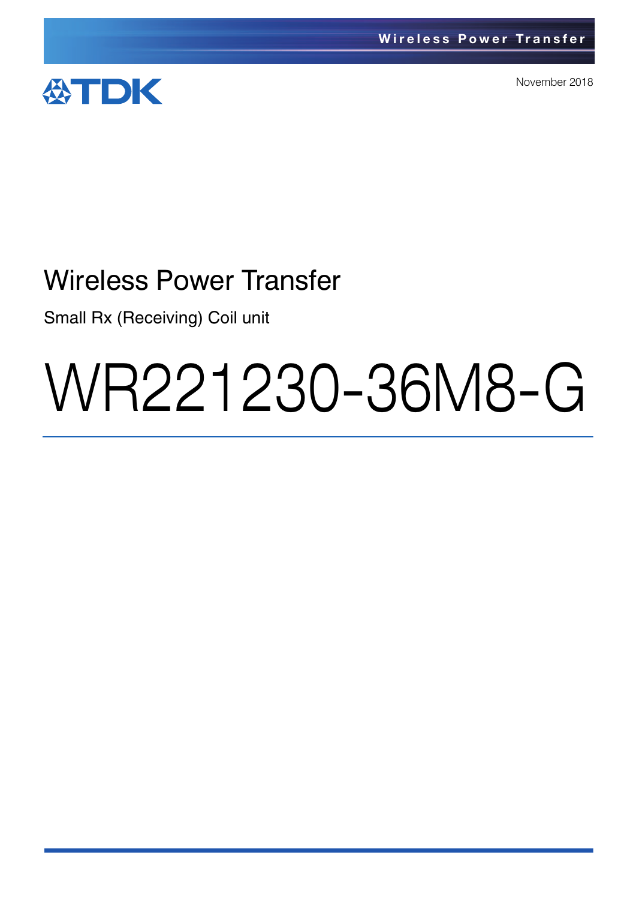TDK

November 2018

# Wireless Power Transfer

Small Rx (Receiving) Coil unit

# WR221230-36M8-G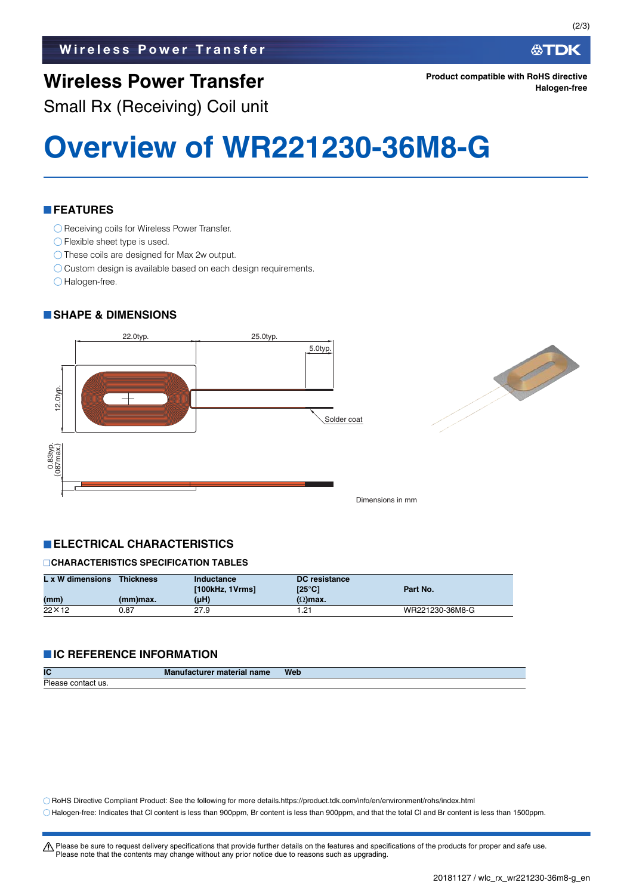Product compatible with RoHS directive
Halogen-free

# Wireless Power Transfer

Small Rx (Receiving) Coil unit

# Overview of WR221230-36M8-G

## FEATURES

- Receiving coils for Wireless Power Transfer.
- Flexible sheet type is used.
- These coils are designed for Max 2w output.
- Custom design is available based on each design requirements.
- Halogen-free.

## SHAPE & DIMENSIONS

22.0typ.
25.0typ.
5.0typ.
12.0typ.
Solder coat
0.83typ.
(087max.)

Dimensions in mm

## ELECTRICAL CHARACTERISTICS

### CHARACTERISTICS SPECIFICATION TABLES

| L x W dimensions (mm) | Thickness (mm)max. | Inductance [100kHz, 1Vrms] (µH) | DC resistance [25°C] (Ω)max. | Part No. |
|---|---|---|---|---|
| 22×12 | 0.87 | 27.9 | 1.21 | WR221230-36M8-G |

## IC REFERENCE INFORMATION

| IC | Manufacturer material name | Web |
|---|---|---|
| Please contact us. | | |

- RoHS Directive Compliant Product: See the following for more details.https://product.tdk.com/info/en/environment/rohs/index.html
- Halogen-free: Indicates that Cl content is less than 900ppm, Br content is less than 900ppm, and that the total Cl and Br content is less than 1500ppm.

⚠ Please be sure to request delivery specifications that provide further details on the features and specifications of the products for proper and safe use.
Please note that the contents may change without any prior notice due to reasons such as upgrading.

20181127 / wlc_rx_wr221230-36m8-g_en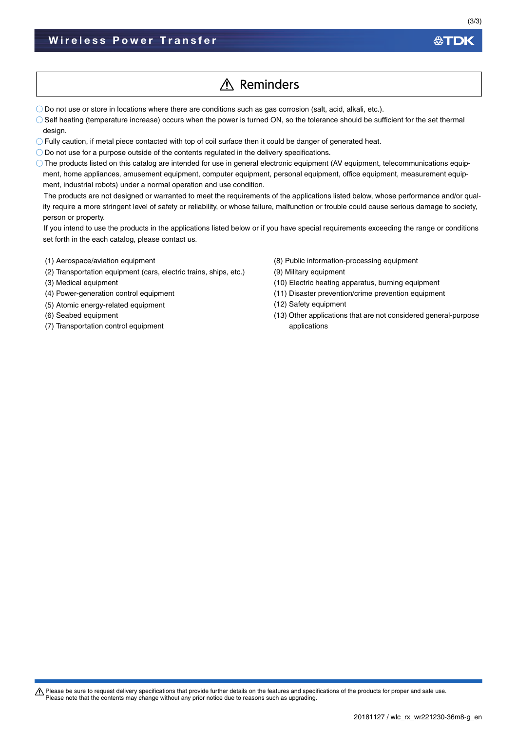# ⚠ Reminders

- Do not use or store in locations where there are conditions such as gas corrosion (salt, acid, alkali, etc.).
- Self heating (temperature increase) occurs when the power is turned ON, so the tolerance should be sufficient for the set thermal design.
- Fully caution, if metal piece contacted with top of coil surface then it could be danger of generated heat.
- Do not use for a purpose outside of the contents regulated in the delivery specifications.
- The products listed on this catalog are intended for use in general electronic equipment (AV equipment, telecommunications equipment, home appliances, amusement equipment, computer equipment, personal equipment, office equipment, measurement equipment, industrial robots) under a normal operation and use condition.

  The products are not designed or warranted to meet the requirements of the applications listed below, whose performance and/or quality require a more stringent level of safety or reliability, or whose failure, malfunction or trouble could cause serious damage to society, person or property.

  If you intend to use the products in the applications listed below or if you have special requirements exceeding the range or conditions set forth in the each catalog, please contact us.

(1) Aerospace/aviation equipment
(2) Transportation equipment (cars, electric trains, ships, etc.)
(3) Medical equipment
(4) Power-generation control equipment
(5) Atomic energy-related equipment
(6) Seabed equipment
(7) Transportation control equipment
(8) Public information-processing equipment
(9) Military equipment
(10) Electric heating apparatus, burning equipment
(11) Disaster prevention/crime prevention equipment
(12) Safety equipment
(13) Other applications that are not considered general-purpose applications

⚠ Please be sure to request delivery specifications that provide further details on the features and specifications of the products for proper and safe use.
Please note that the contents may change without any prior notice due to reasons such as upgrading.

20181127 / wlc_rx_wr221230-36m8-g_en